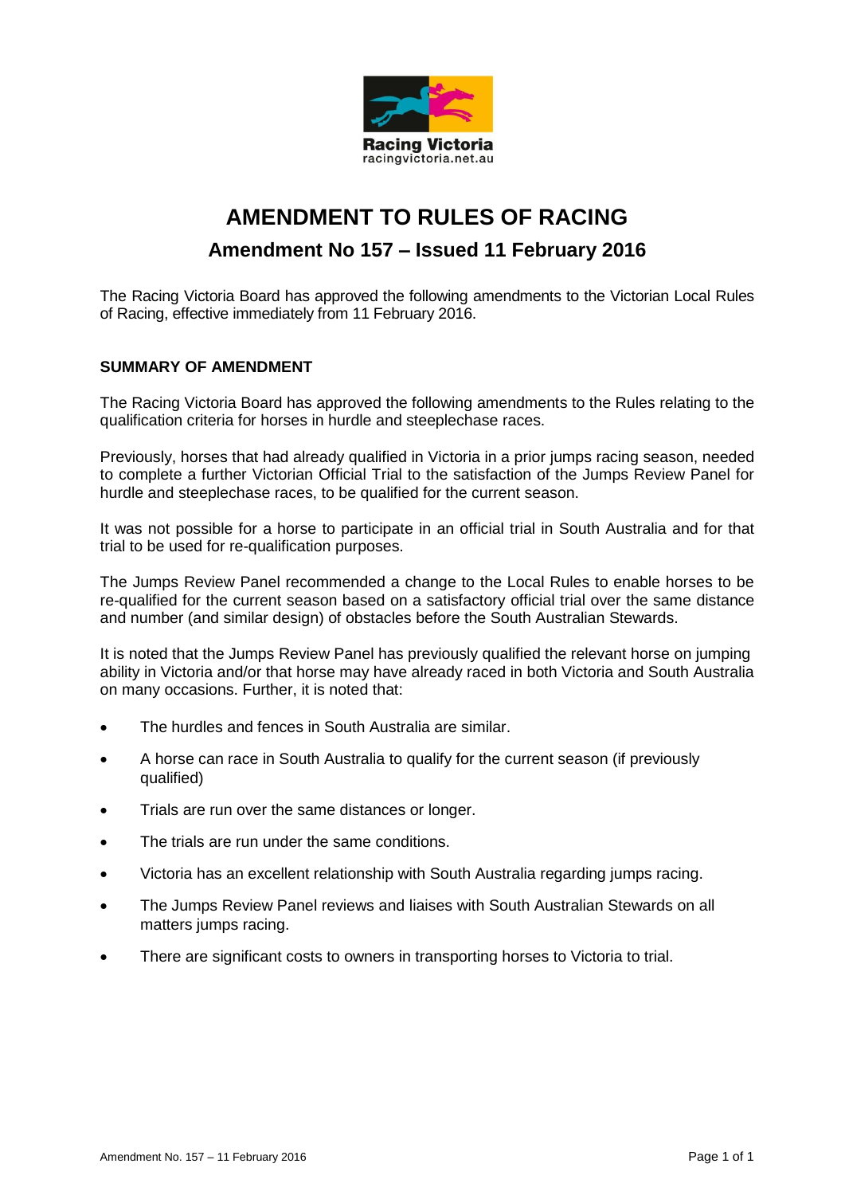Racing Victoria
racingvictoria.net.au

# AMENDMENT TO RULES OF RACING

## Amendment No 157 – Issued 11 February 2016

The Racing Victoria Board has approved the following amendments to the Victorian Local Rules of Racing, effective immediately from 11 February 2016.

### SUMMARY OF AMENDMENT

The Racing Victoria Board has approved the following amendments to the Rules relating to the qualification criteria for horses in hurdle and steeplechase races.

Previously, horses that had already qualified in Victoria in a prior jumps racing season, needed to complete a further Victorian Official Trial to the satisfaction of the Jumps Review Panel for hurdle and steeplechase races, to be qualified for the current season.

It was not possible for a horse to participate in an official trial in South Australia and for that trial to be used for re-qualification purposes.

The Jumps Review Panel recommended a change to the Local Rules to enable horses to be re-qualified for the current season based on a satisfactory official trial over the same distance and number (and similar design) of obstacles before the South Australian Stewards.

It is noted that the Jumps Review Panel has previously qualified the relevant horse on jumping ability in Victoria and/or that horse may have already raced in both Victoria and South Australia on many occasions. Further, it is noted that:

- The hurdles and fences in South Australia are similar.
- A horse can race in South Australia to qualify for the current season (if previously qualified)
- Trials are run over the same distances or longer.
- The trials are run under the same conditions.
- Victoria has an excellent relationship with South Australia regarding jumps racing.
- The Jumps Review Panel reviews and liaises with South Australian Stewards on all matters jumps racing.
- There are significant costs to owners in transporting horses to Victoria to trial.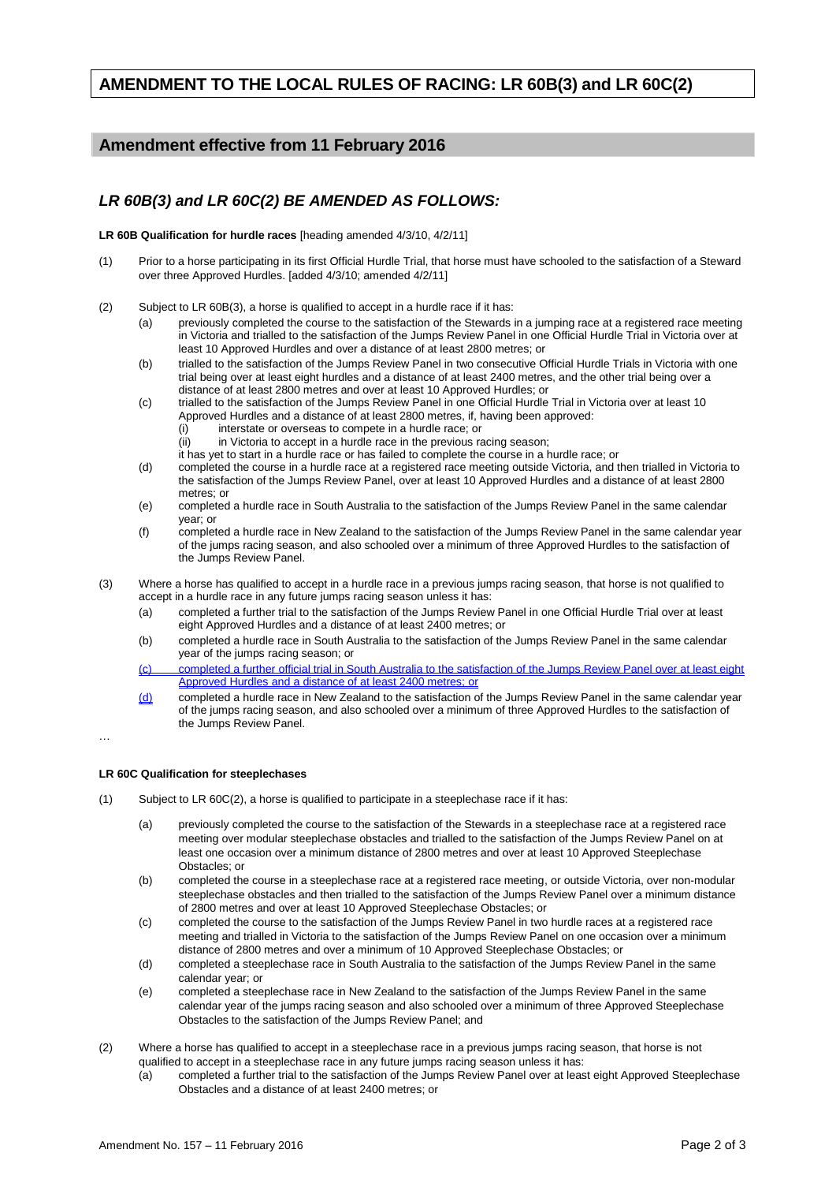# AMENDMENT TO THE LOCAL RULES OF RACING: LR 60B(3) and LR 60C(2)

## Amendment effective from 11 February 2016

### *LR 60B(3) and LR 60C(2) BE AMENDED AS FOLLOWS:*

**LR 60B Qualification for hurdle races** [heading amended 4/3/10, 4/2/11]

(1) Prior to a horse participating in its first Official Hurdle Trial, that horse must have schooled to the satisfaction of a Steward over three Approved Hurdles. [added 4/3/10; amended 4/2/11]

(2) Subject to LR 60B(3), a horse is qualified to accept in a hurdle race if it has:

- (a) previously completed the course to the satisfaction of the Stewards in a jumping race at a registered race meeting in Victoria and trialled to the satisfaction of the Jumps Review Panel in one Official Hurdle Trial in Victoria over at least 10 Approved Hurdles and over a distance of at least 2800 metres; or
- (b) trialled to the satisfaction of the Jumps Review Panel in two consecutive Official Hurdle Trials in Victoria with one trial being over at least eight hurdles and a distance of at least 2400 metres, and the other trial being over a distance of at least 2800 metres and over at least 10 Approved Hurdles; or
- (c) trialled to the satisfaction of the Jumps Review Panel in one Official Hurdle Trial in Victoria over at least 10 Approved Hurdles and a distance of at least 2800 metres, if, having been approved:
  - (i) interstate or overseas to compete in a hurdle race; or
  - (ii) in Victoria to accept in a hurdle race in the previous racing season;

  it has yet to start in a hurdle race or has failed to complete the course in a hurdle race; or
- (d) completed the course in a hurdle race at a registered race meeting outside Victoria, and then trialled in Victoria to the satisfaction of the Jumps Review Panel, over at least 10 Approved Hurdles and a distance of at least 2800 metres; or
- (e) completed a hurdle race in South Australia to the satisfaction of the Jumps Review Panel in the same calendar year; or
- (f) completed a hurdle race in New Zealand to the satisfaction of the Jumps Review Panel in the same calendar year of the jumps racing season, and also schooled over a minimum of three Approved Hurdles to the satisfaction of the Jumps Review Panel.

(3) Where a horse has qualified to accept in a hurdle race in a previous jumps racing season, that horse is not qualified to accept in a hurdle race in any future jumps racing season unless it has:

- (a) completed a further trial to the satisfaction of the Jumps Review Panel in one Official Hurdle Trial over at least eight Approved Hurdles and a distance of at least 2400 metres; or
- (b) completed a hurdle race in South Australia to the satisfaction of the Jumps Review Panel in the same calendar year of the jumps racing season; or
- (c) completed a further official trial in South Australia to the satisfaction of the Jumps Review Panel over at least eight Approved Hurdles and a distance of at least 2400 metres; or
- (d) completed a hurdle race in New Zealand to the satisfaction of the Jumps Review Panel in the same calendar year of the jumps racing season, and also schooled over a minimum of three Approved Hurdles to the satisfaction of the Jumps Review Panel.

…

**LR 60C Qualification for steeplechases**

(1) Subject to LR 60C(2), a horse is qualified to participate in a steeplechase race if it has:

- (a) previously completed the course to the satisfaction of the Stewards in a steeplechase race at a registered race meeting over modular steeplechase obstacles and trialled to the satisfaction of the Jumps Review Panel on at least one occasion over a minimum distance of 2800 metres and over at least 10 Approved Steeplechase Obstacles; or
- (b) completed the course in a steeplechase race at a registered race meeting, or outside Victoria, over non-modular steeplechase obstacles and then trialled to the satisfaction of the Jumps Review Panel over a minimum distance of 2800 metres and over at least 10 Approved Steeplechase Obstacles; or
- (c) completed the course to the satisfaction of the Jumps Review Panel in two hurdle races at a registered race meeting and trialled in Victoria to the satisfaction of the Jumps Review Panel on one occasion over a minimum distance of 2800 metres and over a minimum of 10 Approved Steeplechase Obstacles; or
- (d) completed a steeplechase race in South Australia to the satisfaction of the Jumps Review Panel in the same calendar year; or
- (e) completed a steeplechase race in New Zealand to the satisfaction of the Jumps Review Panel in the same calendar year of the jumps racing season and also schooled over a minimum of three Approved Steeplechase Obstacles to the satisfaction of the Jumps Review Panel; and

(2) Where a horse has qualified to accept in a steeplechase race in a previous jumps racing season, that horse is not qualified to accept in a steeplechase race in any future jumps racing season unless it has:

- (a) completed a further trial to the satisfaction of the Jumps Review Panel over at least eight Approved Steeplechase Obstacles and a distance of at least 2400 metres; or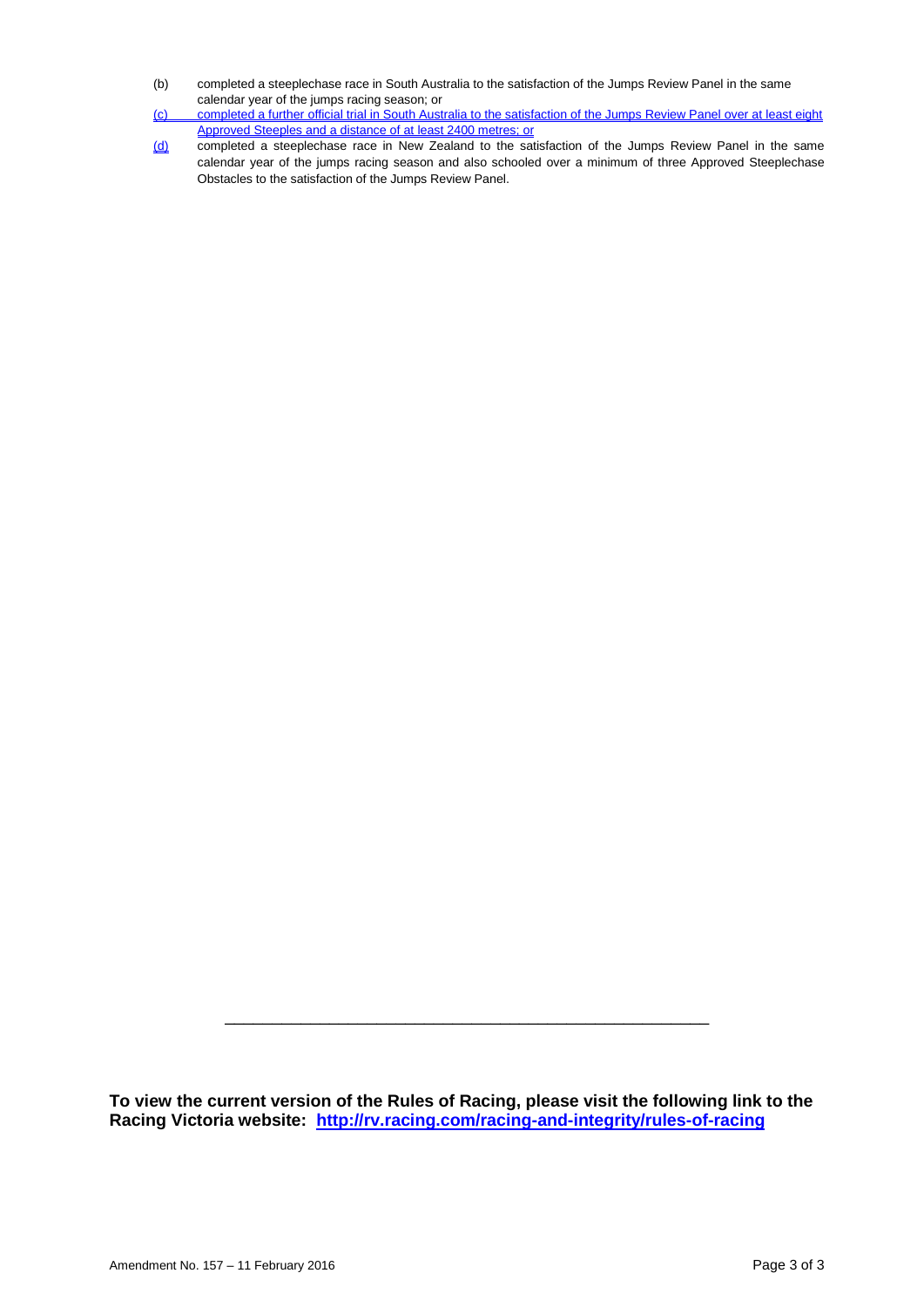(b) completed a steeplechase race in South Australia to the satisfaction of the Jumps Review Panel in the same calendar year of the jumps racing season; or

(c) completed a further official trial in South Australia to the satisfaction of the Jumps Review Panel over at least eight Approved Steeples and a distance of at least 2400 metres; or

(d) completed a steeplechase race in New Zealand to the satisfaction of the Jumps Review Panel in the same calendar year of the jumps racing season and also schooled over a minimum of three Approved Steeplechase Obstacles to the satisfaction of the Jumps Review Panel.

---

**To view the current version of the Rules of Racing, please visit the following link to the Racing Victoria website: [http://rv.racing.com/racing-and-integrity/rules-of-racing](http://rv.racing.com/racing-and-integrity/rules-of-racing)**

Amendment No. 157 – 11 February 2016